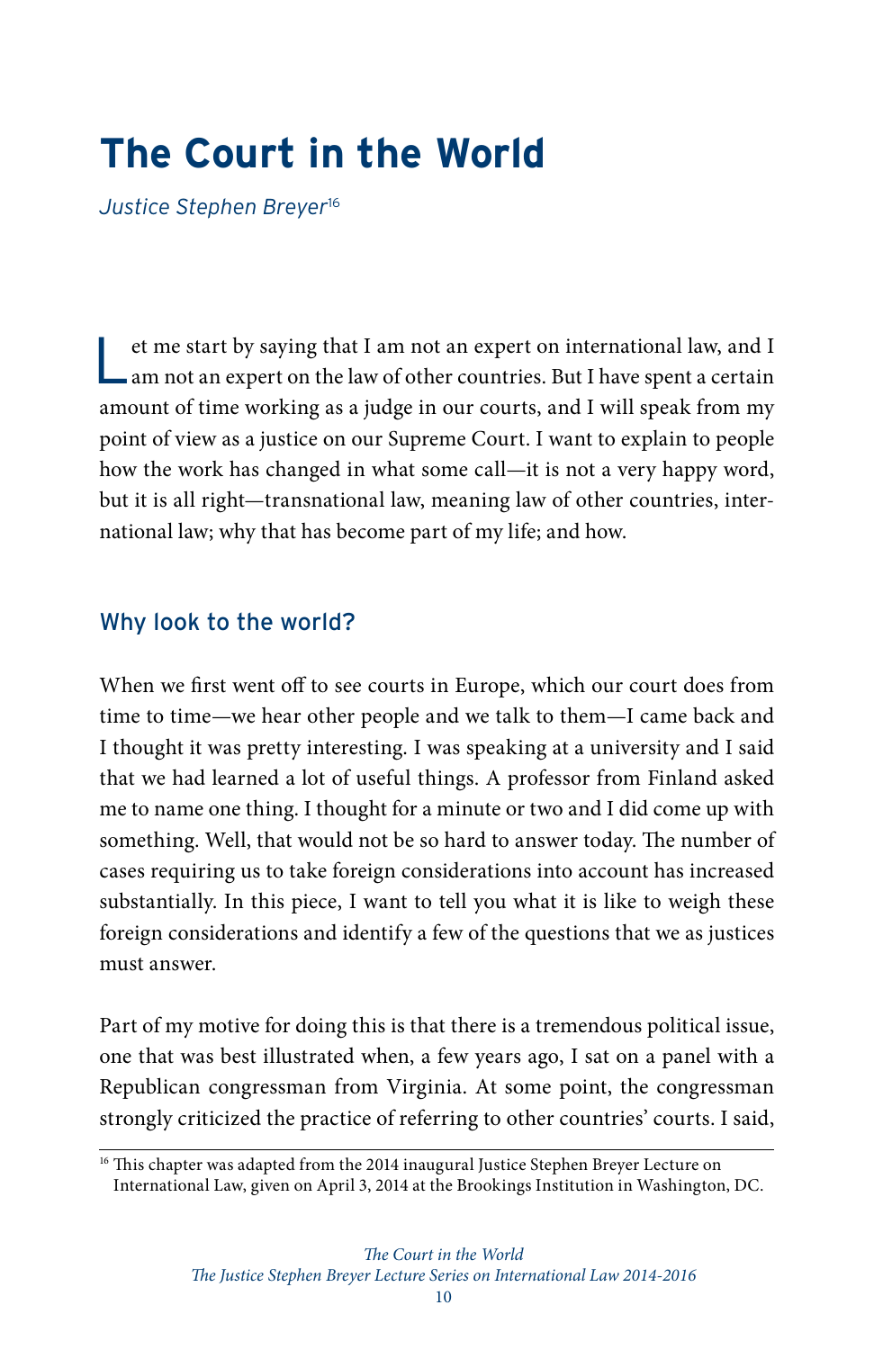# The Court in the World

*Justice Stephen Breyer*[16]

Let me start by saying that I am not an expert on international law, and I am not an expert on the law of other countries. But I have spent a certain amount of time working as a judge in our courts, and I will speak from my point of view as a justice on our Supreme Court. I want to explain to people how the work has changed in what some call—it is not a very happy word, but it is all right—transnational law, meaning law of other countries, international law; why that has become part of my life; and how.

## Why look to the world?

When we first went off to see courts in Europe, which our court does from time to time—we hear other people and we talk to them—I came back and I thought it was pretty interesting. I was speaking at a university and I said that we had learned a lot of useful things. A professor from Finland asked me to name one thing. I thought for a minute or two and I did come up with something. Well, that would not be so hard to answer today. The number of cases requiring us to take foreign considerations into account has increased substantially. In this piece, I want to tell you what it is like to weigh these foreign considerations and identify a few of the questions that we as justices must answer.

Part of my motive for doing this is that there is a tremendous political issue, one that was best illustrated when, a few years ago, I sat on a panel with a Republican congressman from Virginia. At some point, the congressman strongly criticized the practice of referring to other countries' courts. I said,

[16] This chapter was adapted from the 2014 inaugural Justice Stephen Breyer Lecture on International Law, given on April 3, 2014 at the Brookings Institution in Washington, DC.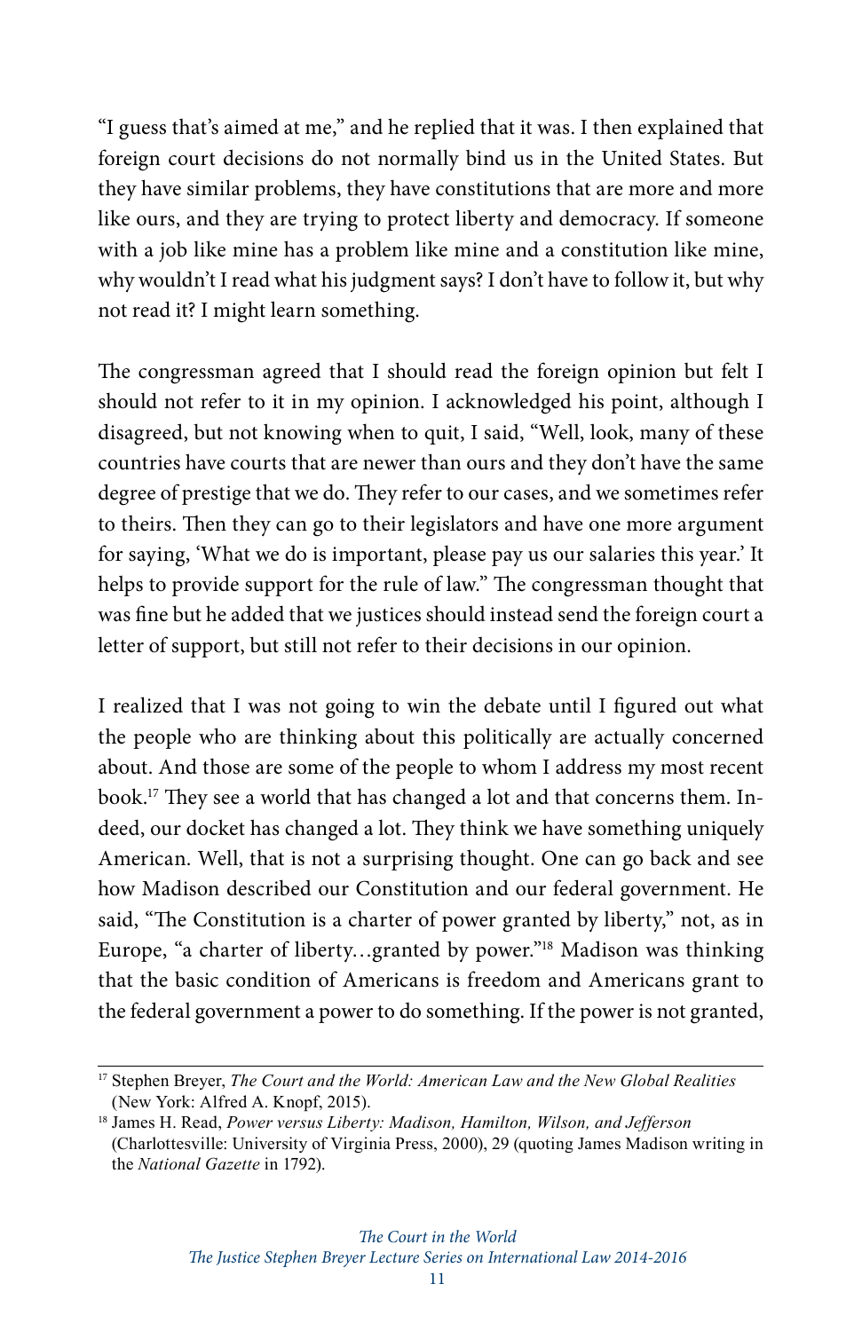"I guess that's aimed at me," and he replied that it was. I then explained that foreign court decisions do not normally bind us in the United States. But they have similar problems, they have constitutions that are more and more like ours, and they are trying to protect liberty and democracy. If someone with a job like mine has a problem like mine and a constitution like mine, why wouldn't I read what his judgment says? I don't have to follow it, but why not read it? I might learn something.

The congressman agreed that I should read the foreign opinion but felt I should not refer to it in my opinion. I acknowledged his point, although I disagreed, but not knowing when to quit, I said, "Well, look, many of these countries have courts that are newer than ours and they don't have the same degree of prestige that we do. They refer to our cases, and we sometimes refer to theirs. Then they can go to their legislators and have one more argument for saying, 'What we do is important, please pay us our salaries this year.' It helps to provide support for the rule of law." The congressman thought that was fine but he added that we justices should instead send the foreign court a letter of support, but still not refer to their decisions in our opinion.

I realized that I was not going to win the debate until I figured out what the people who are thinking about this politically are actually concerned about. And those are some of the people to whom I address my most recent book.[17] They see a world that has changed a lot and that concerns them. Indeed, our docket has changed a lot. They think we have something uniquely American. Well, that is not a surprising thought. One can go back and see how Madison described our Constitution and our federal government. He said, "The Constitution is a charter of power granted by liberty," not, as in Europe, "a charter of liberty…granted by power."[18] Madison was thinking that the basic condition of Americans is freedom and Americans grant to the federal government a power to do something. If the power is not granted,

---

[17] Stephen Breyer, *The Court and the World: American Law and the New Global Realities* (New York: Alfred A. Knopf, 2015).

[18] James H. Read, *Power versus Liberty: Madison, Hamilton, Wilson, and Jefferson* (Charlottesville: University of Virginia Press, 2000), 29 (quoting James Madison writing in the *National Gazette* in 1792).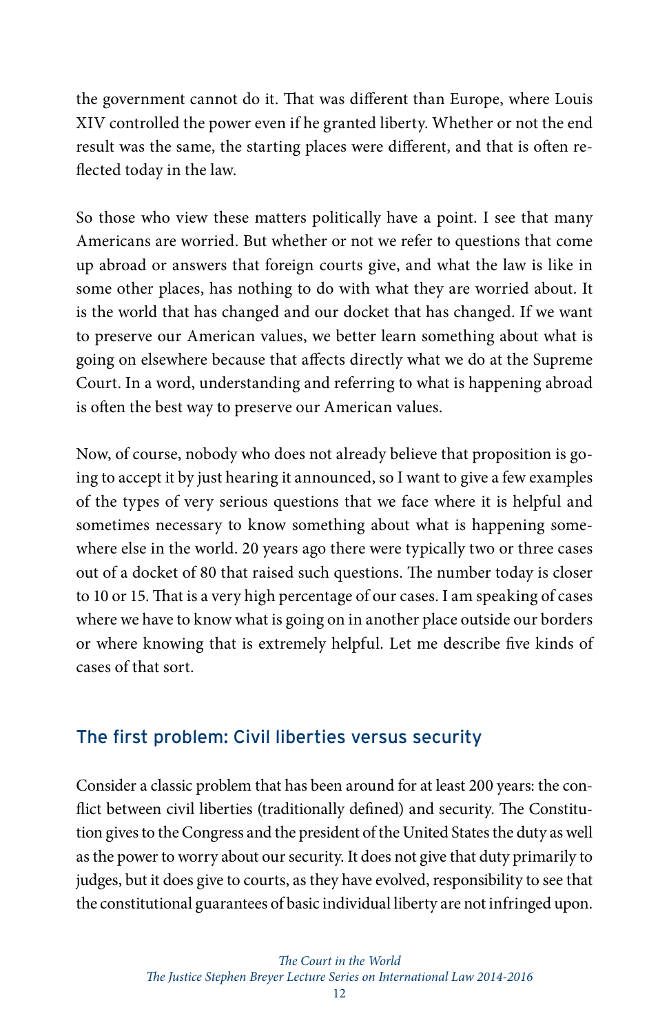the government cannot do it. That was different than Europe, where Louis XIV controlled the power even if he granted liberty. Whether or not the end result was the same, the starting places were different, and that is often reflected today in the law.

So those who view these matters politically have a point. I see that many Americans are worried. But whether or not we refer to questions that come up abroad or answers that foreign courts give, and what the law is like in some other places, has nothing to do with what they are worried about. It is the world that has changed and our docket that has changed. If we want to preserve our American values, we better learn something about what is going on elsewhere because that affects directly what we do at the Supreme Court. In a word, understanding and referring to what is happening abroad is often the best way to preserve our American values.

Now, of course, nobody who does not already believe that proposition is going to accept it by just hearing it announced, so I want to give a few examples of the types of very serious questions that we face where it is helpful and sometimes necessary to know something about what is happening somewhere else in the world. 20 years ago there were typically two or three cases out of a docket of 80 that raised such questions. The number today is closer to 10 or 15. That is a very high percentage of our cases. I am speaking of cases where we have to know what is going on in another place outside our borders or where knowing that is extremely helpful. Let me describe five kinds of cases of that sort.

## The first problem: Civil liberties versus security

Consider a classic problem that has been around for at least 200 years: the conflict between civil liberties (traditionally defined) and security. The Constitution gives to the Congress and the president of the United States the duty as well as the power to worry about our security. It does not give that duty primarily to judges, but it does give to courts, as they have evolved, responsibility to see that the constitutional guarantees of basic individual liberty are not infringed upon.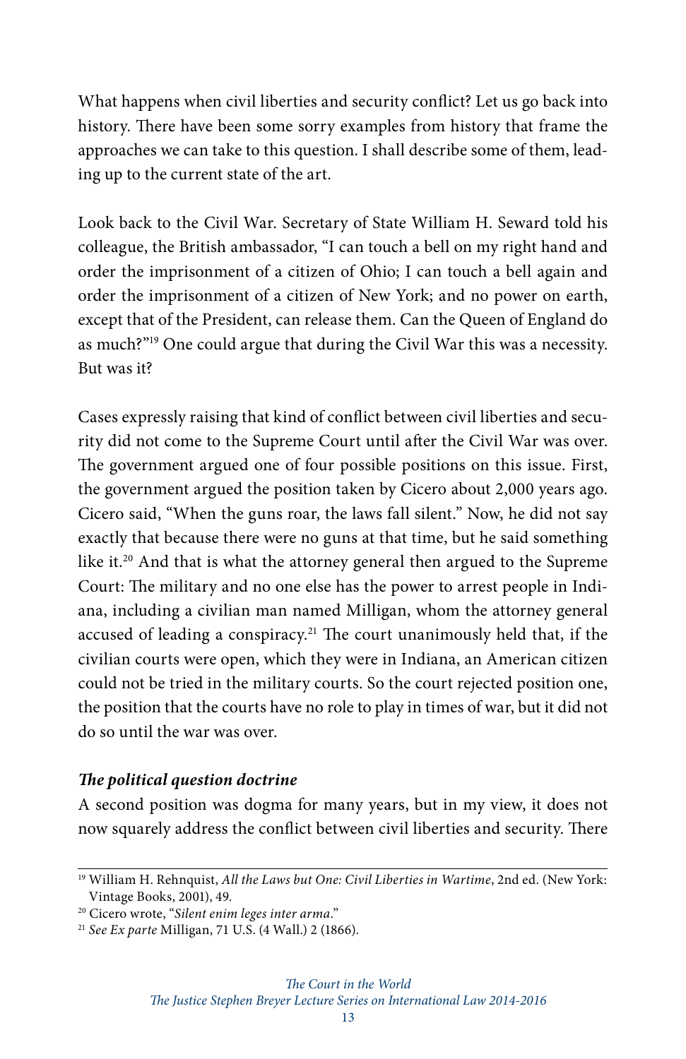What happens when civil liberties and security conflict? Let us go back into history. There have been some sorry examples from history that frame the approaches we can take to this question. I shall describe some of them, leading up to the current state of the art.

Look back to the Civil War. Secretary of State William H. Seward told his colleague, the British ambassador, "I can touch a bell on my right hand and order the imprisonment of a citizen of Ohio; I can touch a bell again and order the imprisonment of a citizen of New York; and no power on earth, except that of the President, can release them. Can the Queen of England do as much?"[19] One could argue that during the Civil War this was a necessity. But was it?

Cases expressly raising that kind of conflict between civil liberties and security did not come to the Supreme Court until after the Civil War was over. The government argued one of four possible positions on this issue. First, the government argued the position taken by Cicero about 2,000 years ago. Cicero said, "When the guns roar, the laws fall silent." Now, he did not say exactly that because there were no guns at that time, but he said something like it.[20] And that is what the attorney general then argued to the Supreme Court: The military and no one else has the power to arrest people in Indiana, including a civilian man named Milligan, whom the attorney general accused of leading a conspiracy.[21] The court unanimously held that, if the civilian courts were open, which they were in Indiana, an American citizen could not be tried in the military courts. So the court rejected position one, the position that the courts have no role to play in times of war, but it did not do so until the war was over.

### *The political question doctrine*

A second position was dogma for many years, but in my view, it does not now squarely address the conflict between civil liberties and security. There

---

[19] William H. Rehnquist, *All the Laws but One: Civil Liberties in Wartime*, 2nd ed. (New York: Vintage Books, 2001), 49.

[20] Cicero wrote, "*Silent enim leges inter arma*."

[21] *See Ex parte* Milligan, 71 U.S. (4 Wall.) 2 (1866).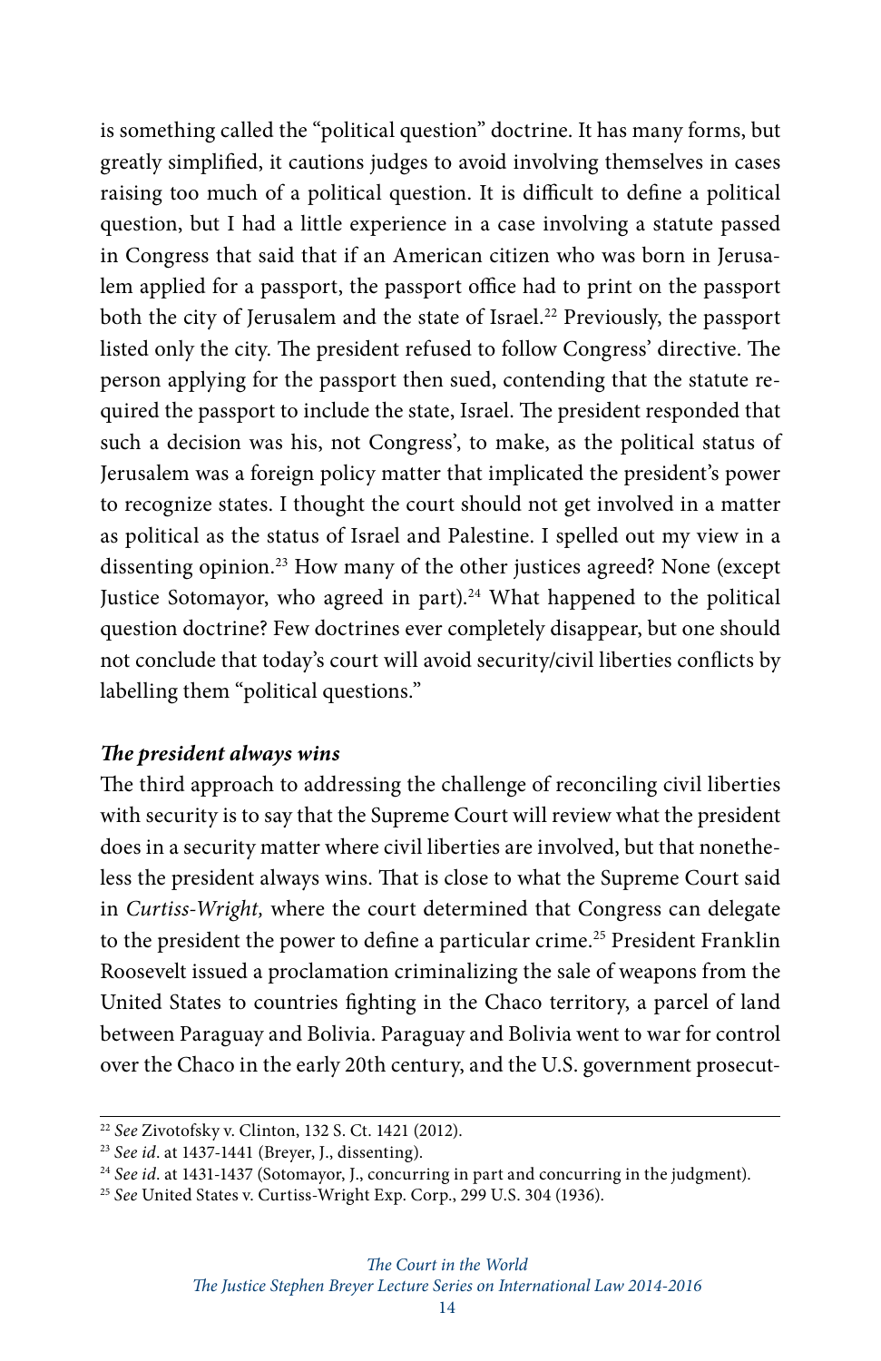is something called the "political question" doctrine. It has many forms, but greatly simplified, it cautions judges to avoid involving themselves in cases raising too much of a political question. It is difficult to define a political question, but I had a little experience in a case involving a statute passed in Congress that said that if an American citizen who was born in Jerusalem applied for a passport, the passport office had to print on the passport both the city of Jerusalem and the state of Israel.[22] Previously, the passport listed only the city. The president refused to follow Congress' directive. The person applying for the passport then sued, contending that the statute required the passport to include the state, Israel. The president responded that such a decision was his, not Congress', to make, as the political status of Jerusalem was a foreign policy matter that implicated the president's power to recognize states. I thought the court should not get involved in a matter as political as the status of Israel and Palestine. I spelled out my view in a dissenting opinion.[23] How many of the other justices agreed? None (except Justice Sotomayor, who agreed in part).[24] What happened to the political question doctrine? Few doctrines ever completely disappear, but one should not conclude that today's court will avoid security/civil liberties conflicts by labelling them "political questions."

### *The president always wins*

The third approach to addressing the challenge of reconciling civil liberties with security is to say that the Supreme Court will review what the president does in a security matter where civil liberties are involved, but that nonetheless the president always wins. That is close to what the Supreme Court said in *Curtiss-Wright,* where the court determined that Congress can delegate to the president the power to define a particular crime.[25] President Franklin Roosevelt issued a proclamation criminalizing the sale of weapons from the United States to countries fighting in the Chaco territory, a parcel of land between Paraguay and Bolivia. Paraguay and Bolivia went to war for control over the Chaco in the early 20th century, and the U.S. government prosecut-

---

[22] *See* Zivotofsky v. Clinton, 132 S. Ct. 1421 (2012).

[23] *See id*. at 1437-1441 (Breyer, J., dissenting).

[24] *See id*. at 1431-1437 (Sotomayor, J., concurring in part and concurring in the judgment).

[25] *See* United States v. Curtiss-Wright Exp. Corp., 299 U.S. 304 (1936).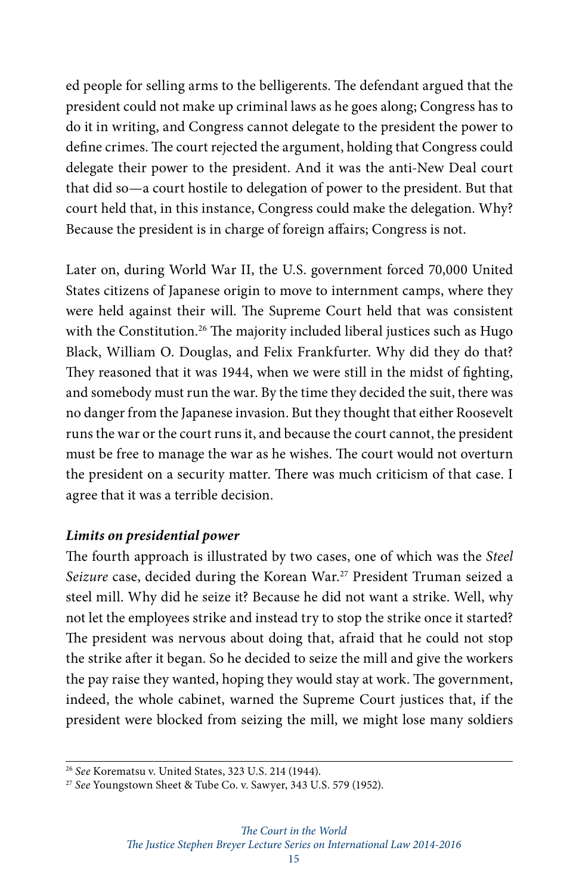ed people for selling arms to the belligerents. The defendant argued that the president could not make up criminal laws as he goes along; Congress has to do it in writing, and Congress cannot delegate to the president the power to define crimes. The court rejected the argument, holding that Congress could delegate their power to the president. And it was the anti-New Deal court that did so—a court hostile to delegation of power to the president. But that court held that, in this instance, Congress could make the delegation. Why? Because the president is in charge of foreign affairs; Congress is not.

Later on, during World War II, the U.S. government forced 70,000 United States citizens of Japanese origin to move to internment camps, where they were held against their will. The Supreme Court held that was consistent with the Constitution.[26] The majority included liberal justices such as Hugo Black, William O. Douglas, and Felix Frankfurter. Why did they do that? They reasoned that it was 1944, when we were still in the midst of fighting, and somebody must run the war. By the time they decided the suit, there was no danger from the Japanese invasion. But they thought that either Roosevelt runs the war or the court runs it, and because the court cannot, the president must be free to manage the war as he wishes. The court would not overturn the president on a security matter. There was much criticism of that case. I agree that it was a terrible decision.

***Limits on presidential power***

The fourth approach is illustrated by two cases, one of which was the *Steel Seizure* case, decided during the Korean War.[27] President Truman seized a steel mill. Why did he seize it? Because he did not want a strike. Well, why not let the employees strike and instead try to stop the strike once it started? The president was nervous about doing that, afraid that he could not stop the strike after it began. So he decided to seize the mill and give the workers the pay raise they wanted, hoping they would stay at work. The government, indeed, the whole cabinet, warned the Supreme Court justices that, if the president were blocked from seizing the mill, we might lose many soldiers

---

[26] *See* Korematsu v. United States, 323 U.S. 214 (1944).

[27] *See* Youngstown Sheet & Tube Co. v. Sawyer, 343 U.S. 579 (1952).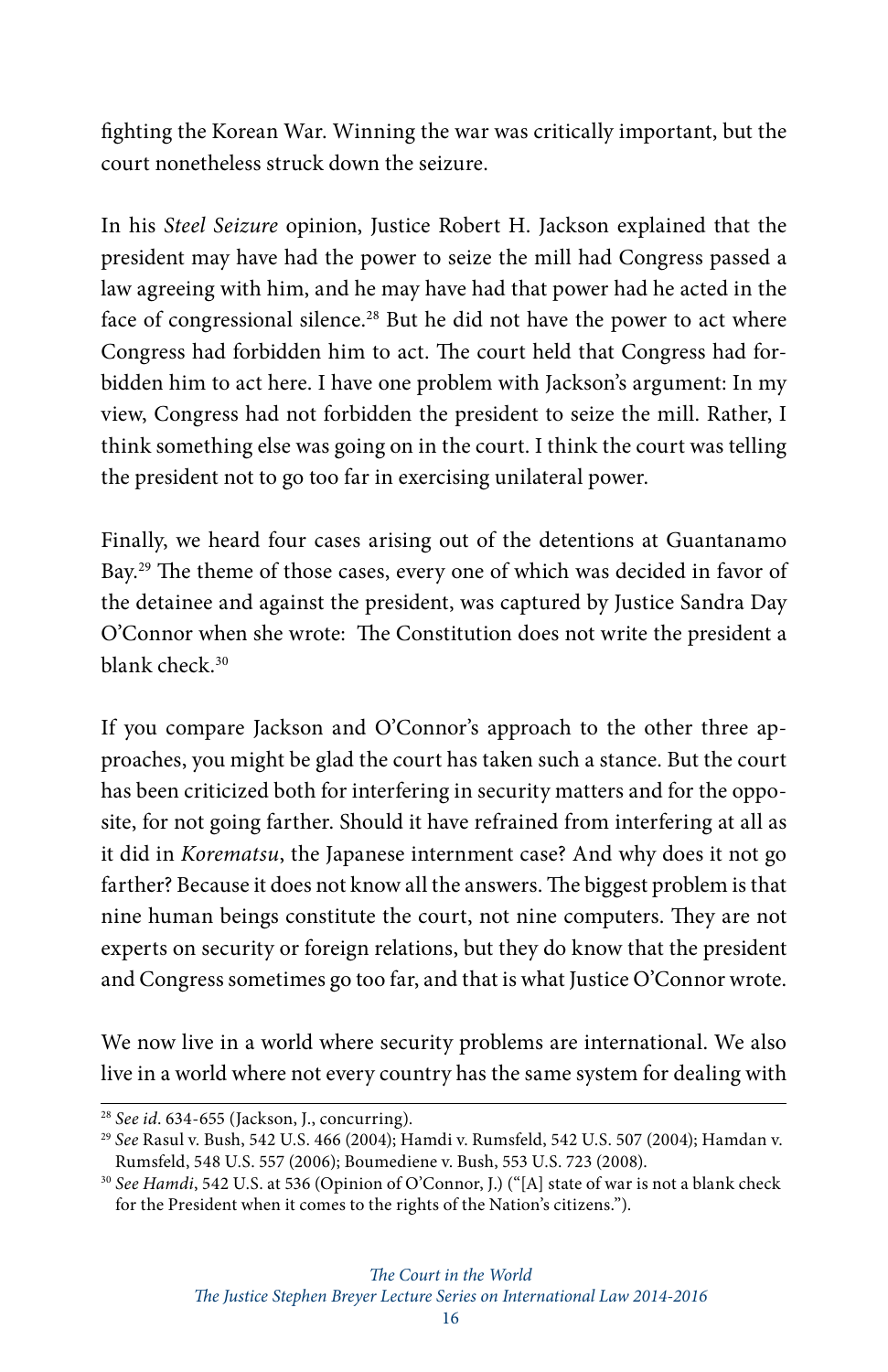fighting the Korean War. Winning the war was critically important, but the court nonetheless struck down the seizure.

In his *Steel Seizure* opinion, Justice Robert H. Jackson explained that the president may have had the power to seize the mill had Congress passed a law agreeing with him, and he may have had that power had he acted in the face of congressional silence.[28] But he did not have the power to act where Congress had forbidden him to act. The court held that Congress had forbidden him to act here. I have one problem with Jackson's argument: In my view, Congress had not forbidden the president to seize the mill. Rather, I think something else was going on in the court. I think the court was telling the president not to go too far in exercising unilateral power.

Finally, we heard four cases arising out of the detentions at Guantanamo Bay.[29] The theme of those cases, every one of which was decided in favor of the detainee and against the president, was captured by Justice Sandra Day O'Connor when she wrote: The Constitution does not write the president a blank check.[30]

If you compare Jackson and O'Connor's approach to the other three approaches, you might be glad the court has taken such a stance. But the court has been criticized both for interfering in security matters and for the opposite, for not going farther. Should it have refrained from interfering at all as it did in *Korematsu*, the Japanese internment case? And why does it not go farther? Because it does not know all the answers. The biggest problem is that nine human beings constitute the court, not nine computers. They are not experts on security or foreign relations, but they do know that the president and Congress sometimes go too far, and that is what Justice O'Connor wrote.

We now live in a world where security problems are international. We also live in a world where not every country has the same system for dealing with

---

[28] *See id*. 634-655 (Jackson, J., concurring).

[29] *See* Rasul v. Bush, 542 U.S. 466 (2004); Hamdi v. Rumsfeld, 542 U.S. 507 (2004); Hamdan v. Rumsfeld, 548 U.S. 557 (2006); Boumediene v. Bush, 553 U.S. 723 (2008).

[30] *See Hamdi*, 542 U.S. at 536 (Opinion of O'Connor, J.) ("[A] state of war is not a blank check for the President when it comes to the rights of the Nation's citizens.").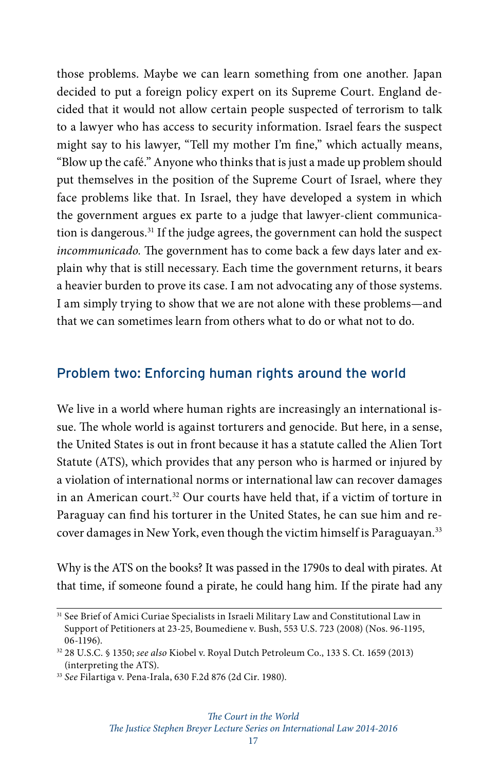those problems. Maybe we can learn something from one another. Japan decided to put a foreign policy expert on its Supreme Court. England decided that it would not allow certain people suspected of terrorism to talk to a lawyer who has access to security information. Israel fears the suspect might say to his lawyer, "Tell my mother I'm fine," which actually means, "Blow up the café." Anyone who thinks that is just a made up problem should put themselves in the position of the Supreme Court of Israel, where they face problems like that. In Israel, they have developed a system in which the government argues ex parte to a judge that lawyer-client communication is dangerous.[31] If the judge agrees, the government can hold the suspect *incommunicado*. The government has to come back a few days later and explain why that is still necessary. Each time the government returns, it bears a heavier burden to prove its case. I am not advocating any of those systems. I am simply trying to show that we are not alone with these problems—and that we can sometimes learn from others what to do or what not to do.

## Problem two: Enforcing human rights around the world

We live in a world where human rights are increasingly an international issue. The whole world is against torturers and genocide. But here, in a sense, the United States is out in front because it has a statute called the Alien Tort Statute (ATS), which provides that any person who is harmed or injured by a violation of international norms or international law can recover damages in an American court.[32] Our courts have held that, if a victim of torture in Paraguay can find his torturer in the United States, he can sue him and recover damages in New York, even though the victim himself is Paraguayan.[33]

Why is the ATS on the books? It was passed in the 1790s to deal with pirates. At that time, if someone found a pirate, he could hang him. If the pirate had any

---

[31] See Brief of Amici Curiae Specialists in Israeli Military Law and Constitutional Law in Support of Petitioners at 23-25, Boumediene v. Bush, 553 U.S. 723 (2008) (Nos. 96-1195, 06-1196).

[32] 28 U.S.C. § 1350; *see also* Kiobel v. Royal Dutch Petroleum Co., 133 S. Ct. 1659 (2013) (interpreting the ATS).

[33] *See* Filartiga v. Pena-Irala, 630 F.2d 876 (2d Cir. 1980).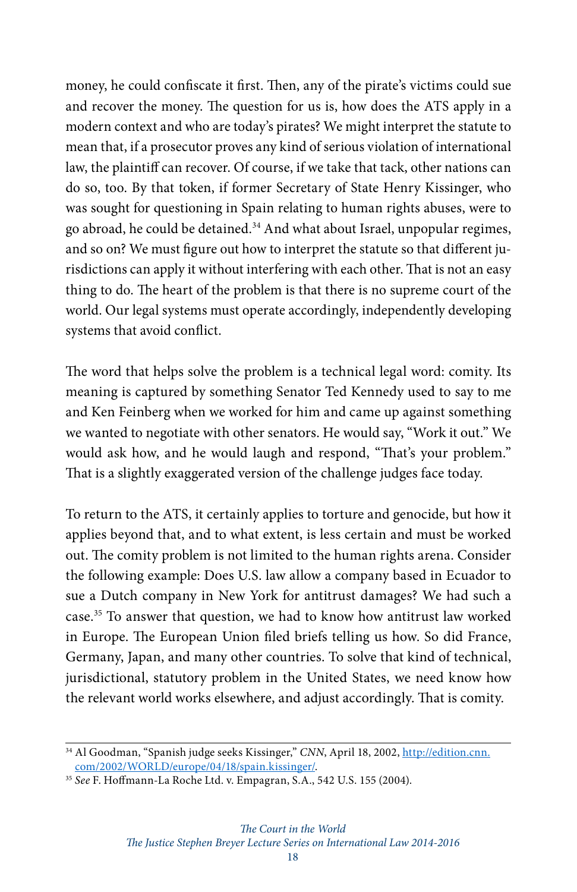money, he could confiscate it first. Then, any of the pirate's victims could sue and recover the money. The question for us is, how does the ATS apply in a modern context and who are today's pirates? We might interpret the statute to mean that, if a prosecutor proves any kind of serious violation of international law, the plaintiff can recover. Of course, if we take that tack, other nations can do so, too. By that token, if former Secretary of State Henry Kissinger, who was sought for questioning in Spain relating to human rights abuses, were to go abroad, he could be detained.[34] And what about Israel, unpopular regimes, and so on? We must figure out how to interpret the statute so that different jurisdictions can apply it without interfering with each other. That is not an easy thing to do. The heart of the problem is that there is no supreme court of the world. Our legal systems must operate accordingly, independently developing systems that avoid conflict.

The word that helps solve the problem is a technical legal word: comity. Its meaning is captured by something Senator Ted Kennedy used to say to me and Ken Feinberg when we worked for him and came up against something we wanted to negotiate with other senators. He would say, "Work it out." We would ask how, and he would laugh and respond, "That's your problem." That is a slightly exaggerated version of the challenge judges face today.

To return to the ATS, it certainly applies to torture and genocide, but how it applies beyond that, and to what extent, is less certain and must be worked out. The comity problem is not limited to the human rights arena. Consider the following example: Does U.S. law allow a company based in Ecuador to sue a Dutch company in New York for antitrust damages? We had such a case.[35] To answer that question, we had to know how antitrust law worked in Europe. The European Union filed briefs telling us how. So did France, Germany, Japan, and many other countries. To solve that kind of technical, jurisdictional, statutory problem in the United States, we need know how the relevant world works elsewhere, and adjust accordingly. That is comity.

---

[34] Al Goodman, "Spanish judge seeks Kissinger," *CNN*, April 18, 2002, http://edition.cnn.com/2002/WORLD/europe/04/18/spain.kissinger/.

[35] *See* F. Hoffmann-La Roche Ltd. v. Empagran, S.A., 542 U.S. 155 (2004).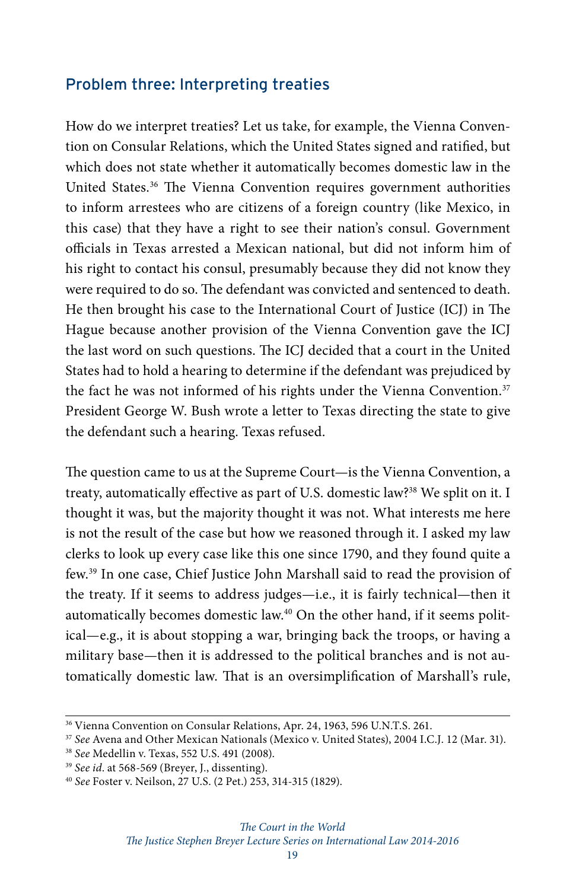## Problem three: Interpreting treaties

How do we interpret treaties? Let us take, for example, the Vienna Convention on Consular Relations, which the United States signed and ratified, but which does not state whether it automatically becomes domestic law in the United States.[36] The Vienna Convention requires government authorities to inform arrestees who are citizens of a foreign country (like Mexico, in this case) that they have a right to see their nation's consul. Government officials in Texas arrested a Mexican national, but did not inform him of his right to contact his consul, presumably because they did not know they were required to do so. The defendant was convicted and sentenced to death. He then brought his case to the International Court of Justice (ICJ) in The Hague because another provision of the Vienna Convention gave the ICJ the last word on such questions. The ICJ decided that a court in the United States had to hold a hearing to determine if the defendant was prejudiced by the fact he was not informed of his rights under the Vienna Convention.[37] President George W. Bush wrote a letter to Texas directing the state to give the defendant such a hearing. Texas refused.

The question came to us at the Supreme Court—is the Vienna Convention, a treaty, automatically effective as part of U.S. domestic law?[38] We split on it. I thought it was, but the majority thought it was not. What interests me here is not the result of the case but how we reasoned through it. I asked my law clerks to look up every case like this one since 1790, and they found quite a few.[39] In one case, Chief Justice John Marshall said to read the provision of the treaty. If it seems to address judges—i.e., it is fairly technical—then it automatically becomes domestic law.[40] On the other hand, if it seems political—e.g., it is about stopping a war, bringing back the troops, or having a military base—then it is addressed to the political branches and is not automatically domestic law. That is an oversimplification of Marshall's rule,

---

[36] Vienna Convention on Consular Relations, Apr. 24, 1963, 596 U.N.T.S. 261.

[37] *See* Avena and Other Mexican Nationals (Mexico v. United States), 2004 I.C.J. 12 (Mar. 31).

[38] *See* Medellin v. Texas, 552 U.S. 491 (2008).

[39] *See id.* at 568-569 (Breyer, J., dissenting).

[40] *See* Foster v. Neilson, 27 U.S. (2 Pet.) 253, 314-315 (1829).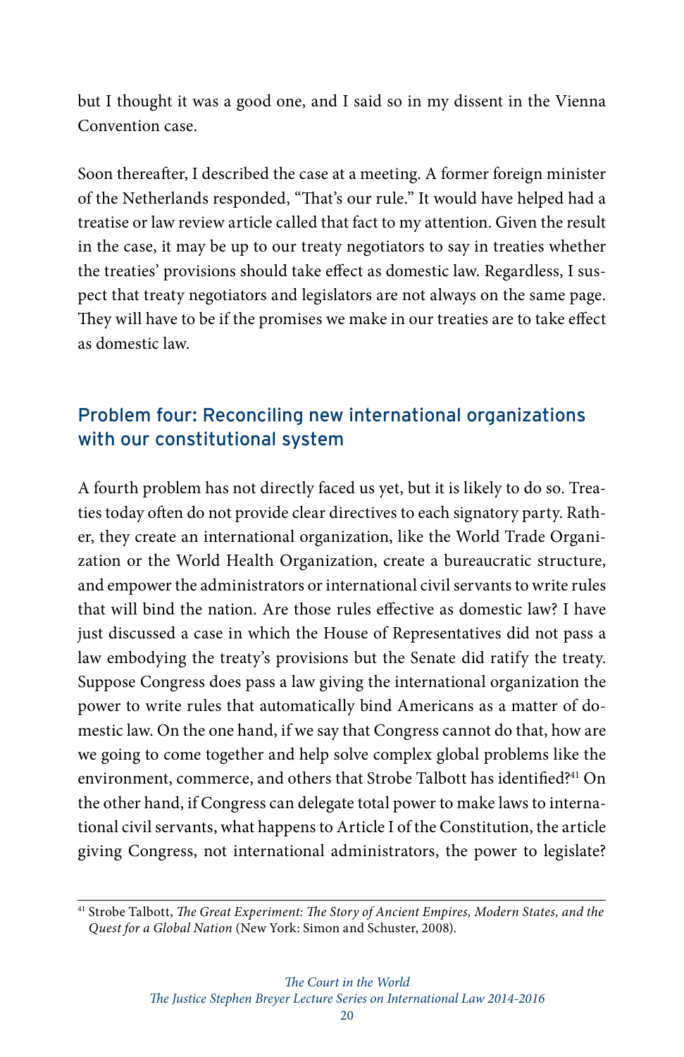but I thought it was a good one, and I said so in my dissent in the Vienna Convention case.

Soon thereafter, I described the case at a meeting. A former foreign minister of the Netherlands responded, "That's our rule." It would have helped had a treatise or law review article called that fact to my attention. Given the result in the case, it may be up to our treaty negotiators to say in treaties whether the treaties' provisions should take effect as domestic law. Regardless, I suspect that treaty negotiators and legislators are not always on the same page. They will have to be if the promises we make in our treaties are to take effect as domestic law.

## Problem four: Reconciling new international organizations with our constitutional system

A fourth problem has not directly faced us yet, but it is likely to do so. Treaties today often do not provide clear directives to each signatory party. Rather, they create an international organization, like the World Trade Organization or the World Health Organization, create a bureaucratic structure, and empower the administrators or international civil servants to write rules that will bind the nation. Are those rules effective as domestic law? I have just discussed a case in which the House of Representatives did not pass a law embodying the treaty's provisions but the Senate did ratify the treaty. Suppose Congress does pass a law giving the international organization the power to write rules that automatically bind Americans as a matter of domestic law. On the one hand, if we say that Congress cannot do that, how are we going to come together and help solve complex global problems like the environment, commerce, and others that Strobe Talbott has identified?[41] On the other hand, if Congress can delegate total power to make laws to international civil servants, what happens to Article I of the Constitution, the article giving Congress, not international administrators, the power to legislate?

[41] Strobe Talbott, *The Great Experiment: The Story of Ancient Empires, Modern States, and the Quest for a Global Nation* (New York: Simon and Schuster, 2008).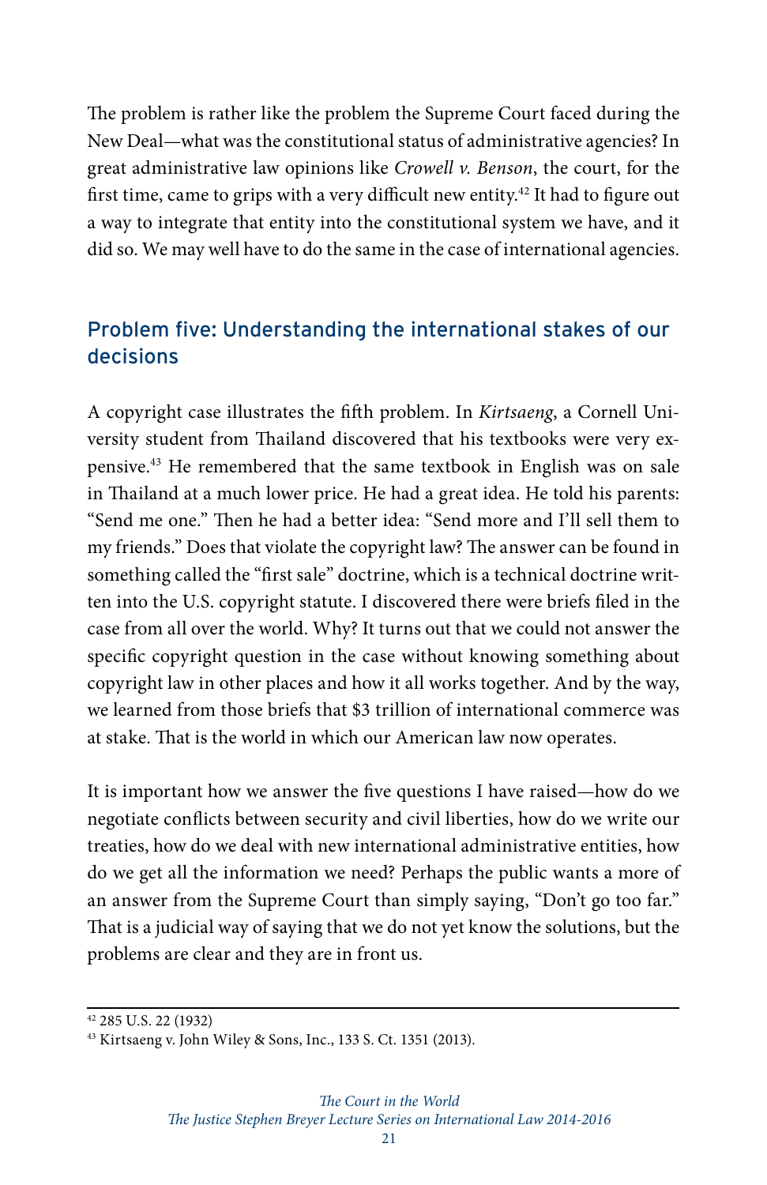The problem is rather like the problem the Supreme Court faced during the New Deal—what was the constitutional status of administrative agencies? In great administrative law opinions like *Crowell v. Benson*, the court, for the first time, came to grips with a very difficult new entity.[42] It had to figure out a way to integrate that entity into the constitutional system we have, and it did so. We may well have to do the same in the case of international agencies.

## Problem five: Understanding the international stakes of our decisions

A copyright case illustrates the fifth problem. In *Kirtsaeng*, a Cornell University student from Thailand discovered that his textbooks were very expensive.[43] He remembered that the same textbook in English was on sale in Thailand at a much lower price. He had a great idea. He told his parents: "Send me one." Then he had a better idea: "Send more and I'll sell them to my friends." Does that violate the copyright law? The answer can be found in something called the "first sale" doctrine, which is a technical doctrine written into the U.S. copyright statute. I discovered there were briefs filed in the case from all over the world. Why? It turns out that we could not answer the specific copyright question in the case without knowing something about copyright law in other places and how it all works together. And by the way, we learned from those briefs that $3 trillion of international commerce was at stake. That is the world in which our American law now operates.

It is important how we answer the five questions I have raised—how do we negotiate conflicts between security and civil liberties, how do we write our treaties, how do we deal with new international administrative entities, how do we get all the information we need? Perhaps the public wants a more of an answer from the Supreme Court than simply saying, "Don't go too far." That is a judicial way of saying that we do not yet know the solutions, but the problems are clear and they are in front us.

---

[42] 285 U.S. 22 (1932)

[43] Kirtsaeng v. John Wiley & Sons, Inc., 133 S. Ct. 1351 (2013).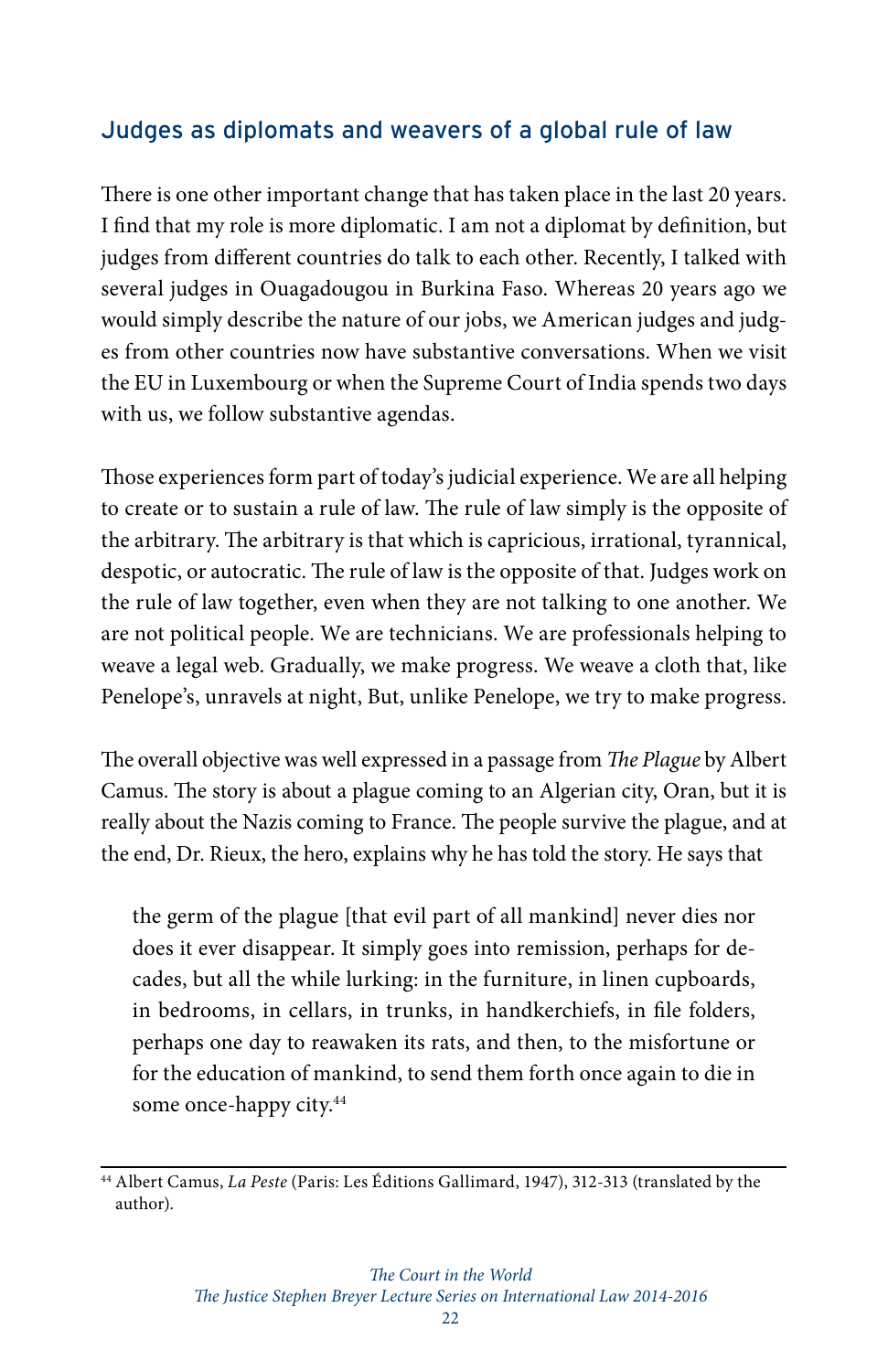## Judges as diplomats and weavers of a global rule of law

There is one other important change that has taken place in the last 20 years. I find that my role is more diplomatic. I am not a diplomat by definition, but judges from different countries do talk to each other. Recently, I talked with several judges in Ouagadougou in Burkina Faso. Whereas 20 years ago we would simply describe the nature of our jobs, we American judges and judges from other countries now have substantive conversations. When we visit the EU in Luxembourg or when the Supreme Court of India spends two days with us, we follow substantive agendas.

Those experiences form part of today's judicial experience. We are all helping to create or to sustain a rule of law. The rule of law simply is the opposite of the arbitrary. The arbitrary is that which is capricious, irrational, tyrannical, despotic, or autocratic. The rule of law is the opposite of that. Judges work on the rule of law together, even when they are not talking to one another. We are not political people. We are technicians. We are professionals helping to weave a legal web. Gradually, we make progress. We weave a cloth that, like Penelope's, unravels at night, But, unlike Penelope, we try to make progress.

The overall objective was well expressed in a passage from *The Plague* by Albert Camus. The story is about a plague coming to an Algerian city, Oran, but it is really about the Nazis coming to France. The people survive the plague, and at the end, Dr. Rieux, the hero, explains why he has told the story. He says that

> the germ of the plague [that evil part of all mankind] never dies nor does it ever disappear. It simply goes into remission, perhaps for decades, but all the while lurking: in the furniture, in linen cupboards, in bedrooms, in cellars, in trunks, in handkerchiefs, in file folders, perhaps one day to reawaken its rats, and then, to the misfortune or for the education of mankind, to send them forth once again to die in some once-happy city.[44]

---

[44] Albert Camus, *La Peste* (Paris: Les Éditions Gallimard, 1947), 312-313 (translated by the author).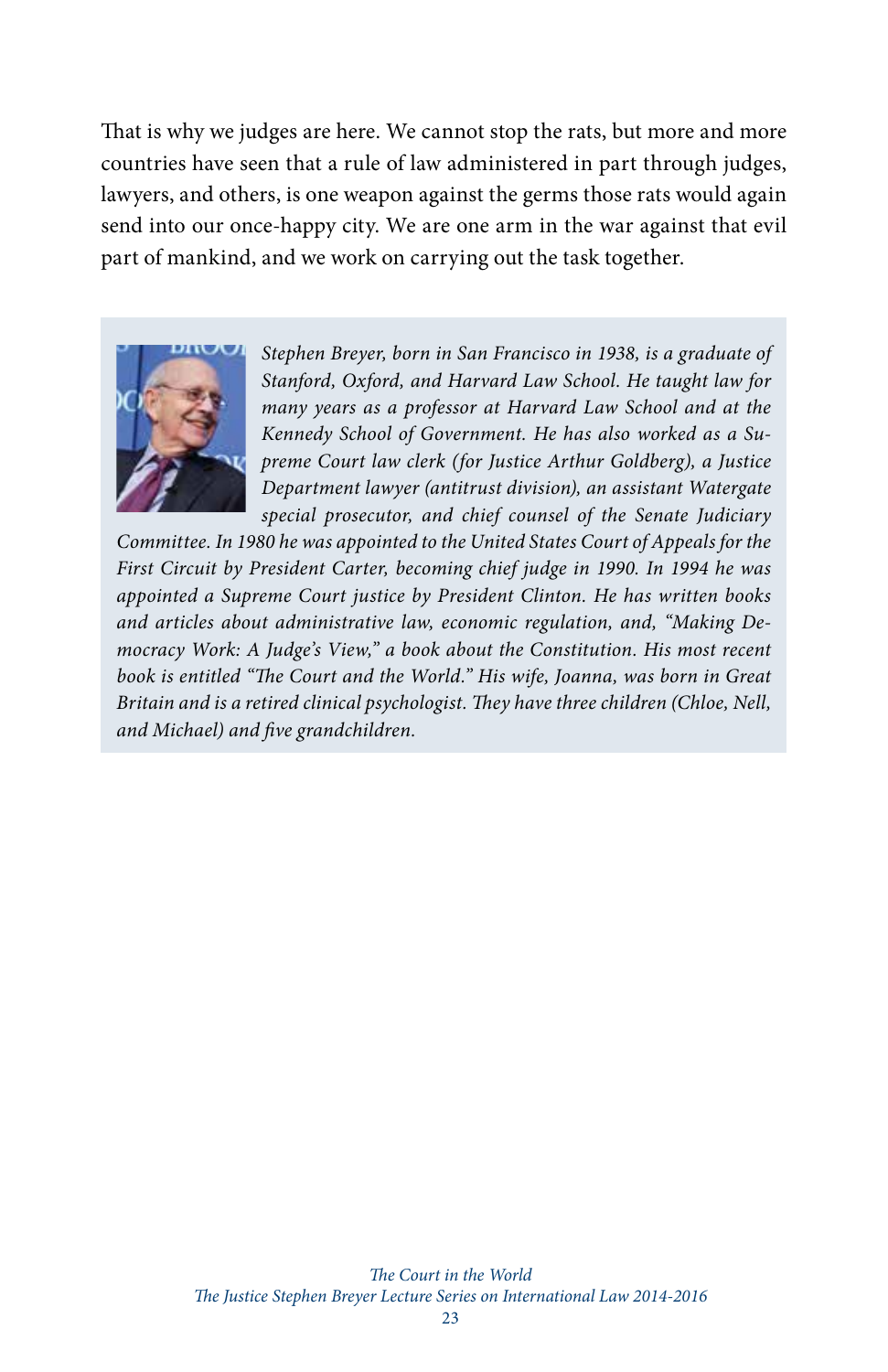That is why we judges are here. We cannot stop the rats, but more and more countries have seen that a rule of law administered in part through judges, lawyers, and others, is one weapon against the germs those rats would again send into our once-happy city. We are one arm in the war against that evil part of mankind, and we work on carrying out the task together.

*Stephen Breyer, born in San Francisco in 1938, is a graduate of Stanford, Oxford, and Harvard Law School. He taught law for many years as a professor at Harvard Law School and at the Kennedy School of Government. He has also worked as a Supreme Court law clerk (for Justice Arthur Goldberg), a Justice Department lawyer (antitrust division), an assistant Watergate special prosecutor, and chief counsel of the Senate Judiciary Committee. In 1980 he was appointed to the United States Court of Appeals for the First Circuit by President Carter, becoming chief judge in 1990. In 1994 he was appointed a Supreme Court justice by President Clinton. He has written books and articles about administrative law, economic regulation, and, "Making Democracy Work: A Judge's View," a book about the Constitution. His most recent book is entitled "The Court and the World." His wife, Joanna, was born in Great Britain and is a retired clinical psychologist. They have three children (Chloe, Nell, and Michael) and five grandchildren.*